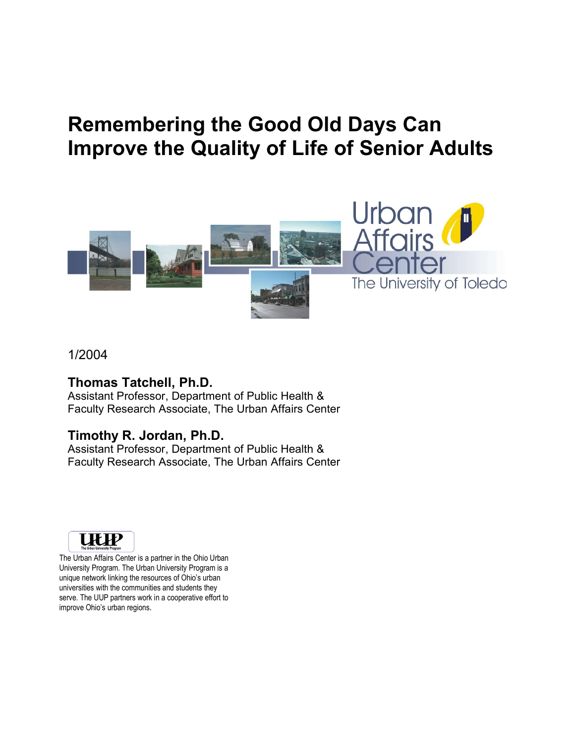# Remembering the Good Old Days Can Improve the Quality of Life of Senior Adults

Urban Affairs Center
The University of Toledo

1/2004

**Thomas Tatchell, Ph.D.**
Assistant Professor, Department of Public Health &
Faculty Research Associate, The Urban Affairs Center

**Timothy R. Jordan, Ph.D.**
Assistant Professor, Department of Public Health &
Faculty Research Associate, The Urban Affairs Center

UUP
The Urban University Program

The Urban Affairs Center is a partner in the Ohio Urban University Program. The Urban University Program is a unique network linking the resources of Ohio's urban universities with the communities and students they serve. The UUP partners work in a cooperative effort to improve Ohio's urban regions.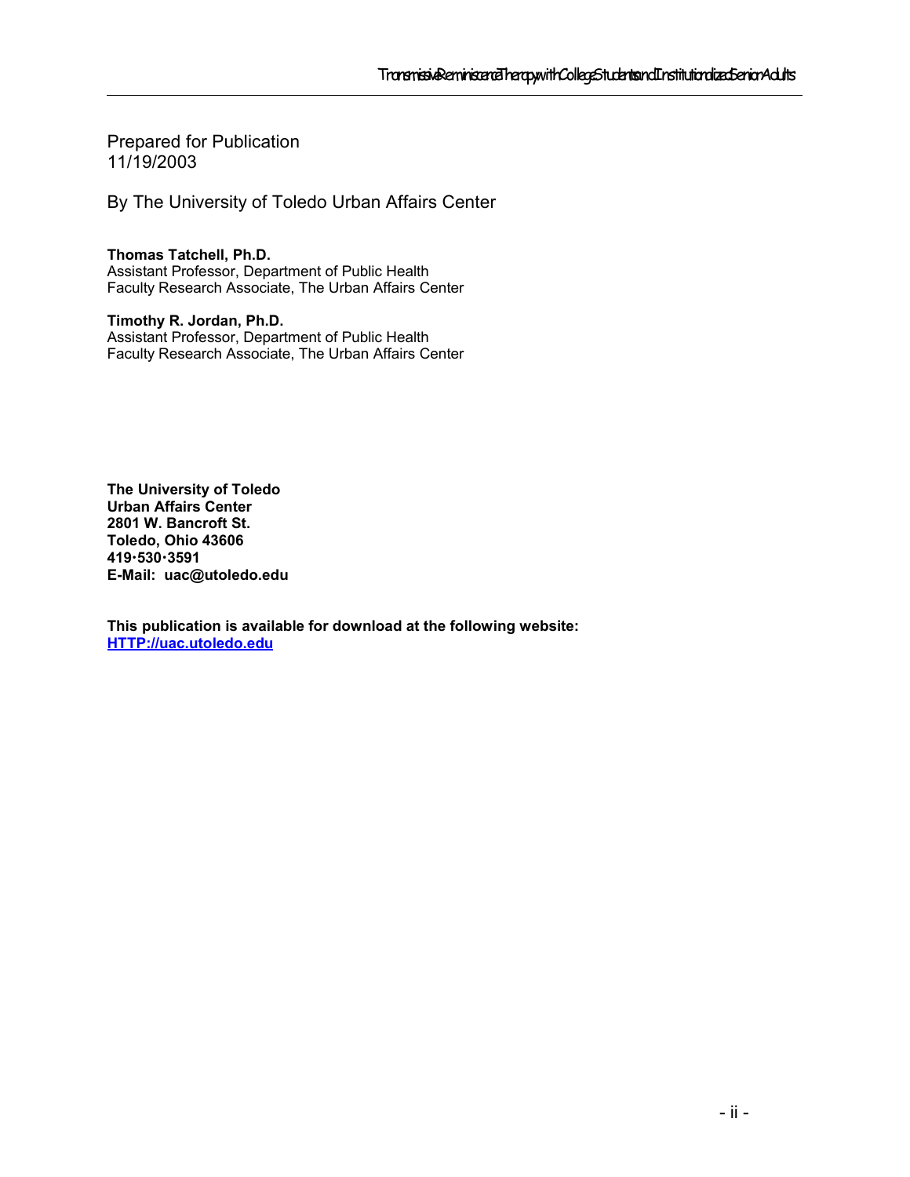Prepared for Publication
11/19/2003

By The University of Toledo Urban Affairs Center

**Thomas Tatchell, Ph.D.**
Assistant Professor, Department of Public Health
Faculty Research Associate, The Urban Affairs Center

**Timothy R. Jordan, Ph.D.**
Assistant Professor, Department of Public Health
Faculty Research Associate, The Urban Affairs Center

**The University of Toledo**
**Urban Affairs Center**
**2801 W. Bancroft St.**
**Toledo, Ohio 43606**
**419·530·3591**
**E-Mail: uac@utoledo.edu**

**This publication is available for download at the following website:**
**HTTP://uac.utoledo.edu**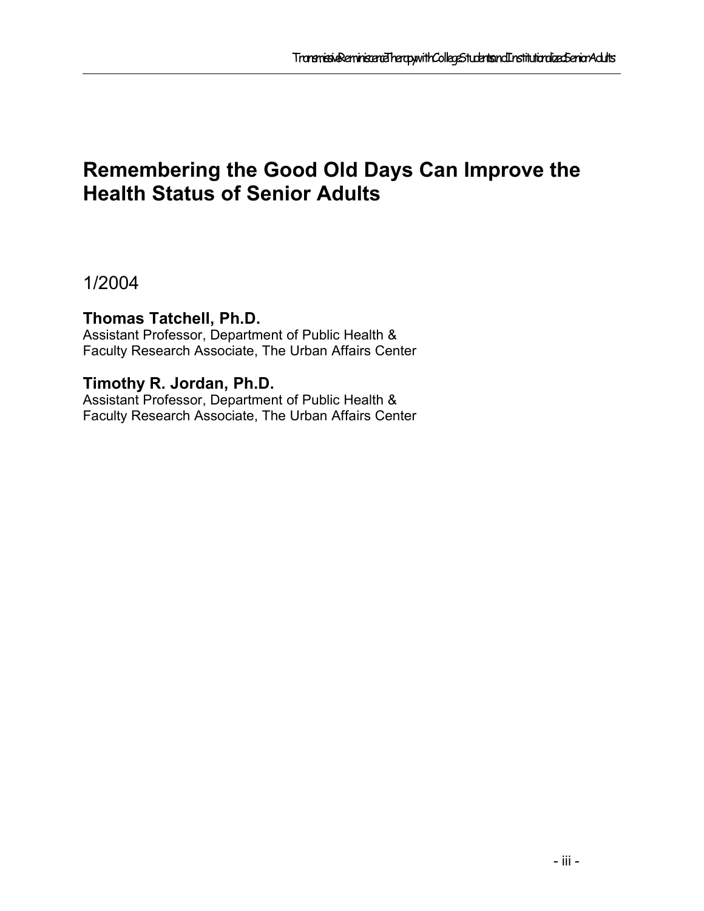# Remembering the Good Old Days Can Improve the Health Status of Senior Adults

1/2004

**Thomas Tatchell, Ph.D.**
Assistant Professor, Department of Public Health &
Faculty Research Associate, The Urban Affairs Center

**Timothy R. Jordan, Ph.D.**
Assistant Professor, Department of Public Health &
Faculty Research Associate, The Urban Affairs Center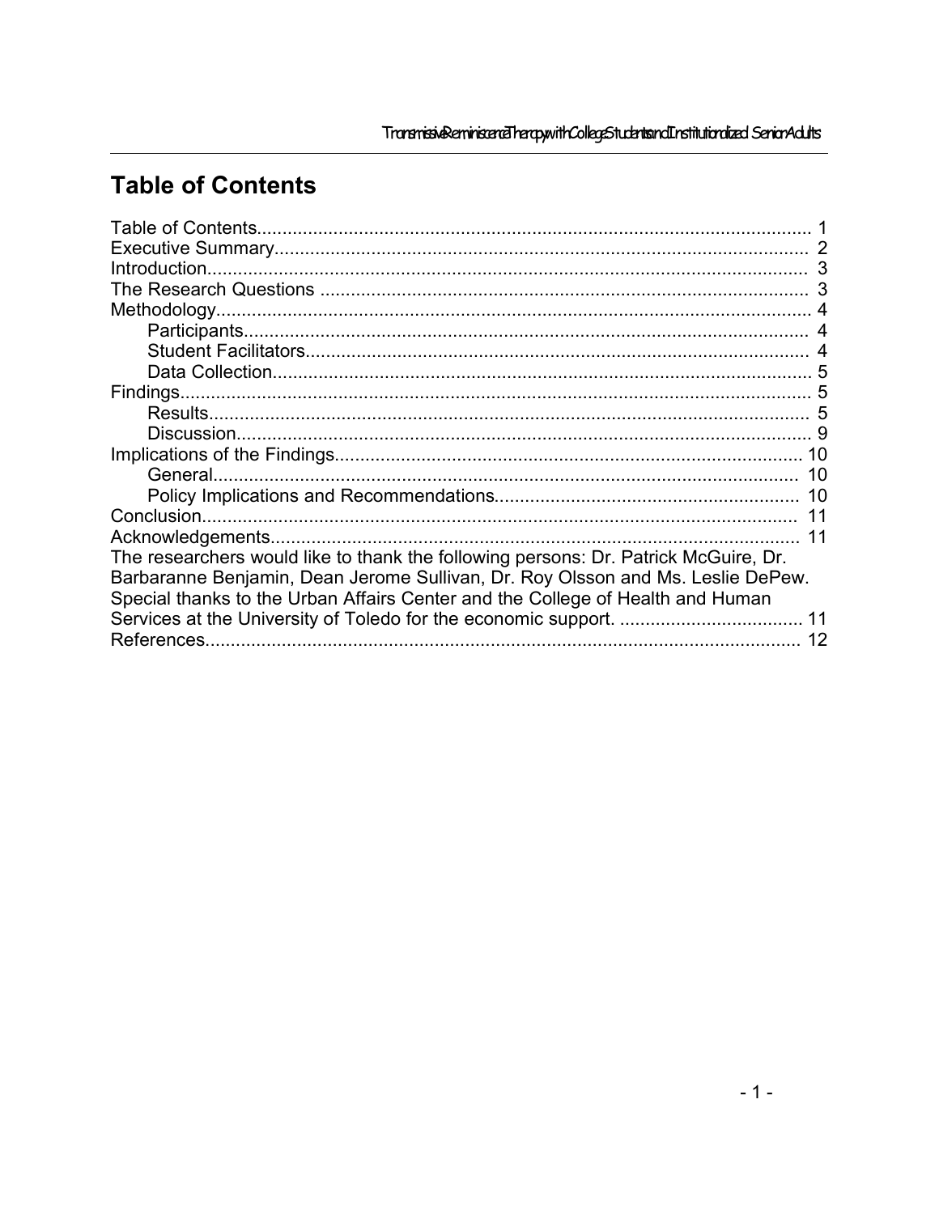# Table of Contents

Table of Contents........................................................................................................ 1
Executive Summary.................................................................................................... 2
Introduction.................................................................................................................. 3
The Research Questions ............................................................................................ 3
Methodology................................................................................................................ 4
    Participants.......................................................................................................... 4
    Student Facilitators.............................................................................................. 4
    Data Collection..................................................................................................... 5
Findings........................................................................................................................ 5
    Results.................................................................................................................. 5
    Discussion............................................................................................................. 9
Implications of the Findings....................................................................................... 10
    General................................................................................................................. 10
    Policy Implications and Recommendations......................................................... 10
Conclusion.................................................................................................................. 11
Acknowledgements.................................................................................................... 11
The researchers would like to thank the following persons: Dr. Patrick McGuire, Dr. Barbaranne Benjamin, Dean Jerome Sullivan, Dr. Roy Olsson and Ms. Leslie DePew. Special thanks to the Urban Affairs Center and the College of Health and Human Services at the University of Toledo for the economic support. .................................... 11
References.................................................................................................................. 12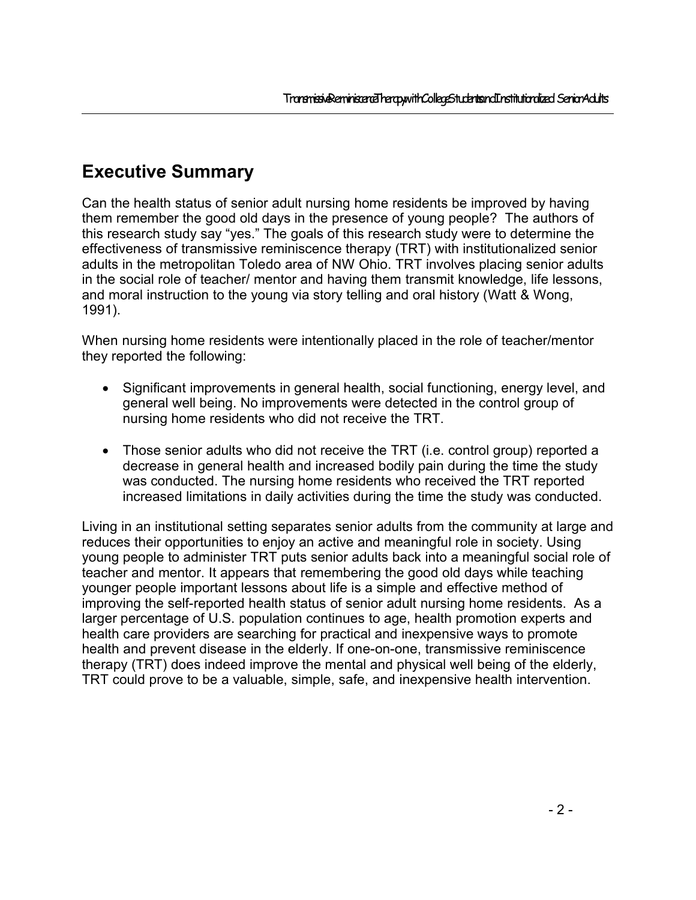## Executive Summary

Can the health status of senior adult nursing home residents be improved by having them remember the good old days in the presence of young people? The authors of this research study say "yes." The goals of this research study were to determine the effectiveness of transmissive reminiscence therapy (TRT) with institutionalized senior adults in the metropolitan Toledo area of NW Ohio. TRT involves placing senior adults in the social role of teacher/ mentor and having them transmit knowledge, life lessons, and moral instruction to the young via story telling and oral history (Watt & Wong, 1991).

When nursing home residents were intentionally placed in the role of teacher/mentor they reported the following:

- Significant improvements in general health, social functioning, energy level, and general well being. No improvements were detected in the control group of nursing home residents who did not receive the TRT.
- Those senior adults who did not receive the TRT (i.e. control group) reported a decrease in general health and increased bodily pain during the time the study was conducted. The nursing home residents who received the TRT reported increased limitations in daily activities during the time the study was conducted.

Living in an institutional setting separates senior adults from the community at large and reduces their opportunities to enjoy an active and meaningful role in society. Using young people to administer TRT puts senior adults back into a meaningful social role of teacher and mentor. It appears that remembering the good old days while teaching younger people important lessons about life is a simple and effective method of improving the self-reported health status of senior adult nursing home residents. As a larger percentage of U.S. population continues to age, health promotion experts and health care providers are searching for practical and inexpensive ways to promote health and prevent disease in the elderly. If one-on-one, transmissive reminiscence therapy (TRT) does indeed improve the mental and physical well being of the elderly, TRT could prove to be a valuable, simple, safe, and inexpensive health intervention.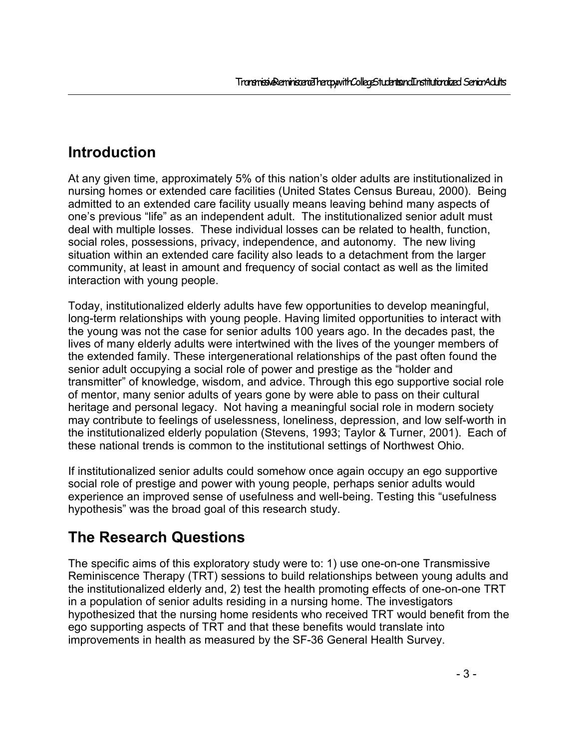## Introduction

At any given time, approximately 5% of this nation's older adults are institutionalized in nursing homes or extended care facilities (United States Census Bureau, 2000). Being admitted to an extended care facility usually means leaving behind many aspects of one's previous "life" as an independent adult. The institutionalized senior adult must deal with multiple losses. These individual losses can be related to health, function, social roles, possessions, privacy, independence, and autonomy. The new living situation within an extended care facility also leads to a detachment from the larger community, at least in amount and frequency of social contact as well as the limited interaction with young people.

Today, institutionalized elderly adults have few opportunities to develop meaningful, long-term relationships with young people. Having limited opportunities to interact with the young was not the case for senior adults 100 years ago. In the decades past, the lives of many elderly adults were intertwined with the lives of the younger members of the extended family. These intergenerational relationships of the past often found the senior adult occupying a social role of power and prestige as the "holder and transmitter" of knowledge, wisdom, and advice. Through this ego supportive social role of mentor, many senior adults of years gone by were able to pass on their cultural heritage and personal legacy. Not having a meaningful social role in modern society may contribute to feelings of uselessness, loneliness, depression, and low self-worth in the institutionalized elderly population (Stevens, 1993; Taylor & Turner, 2001). Each of these national trends is common to the institutional settings of Northwest Ohio.

If institutionalized senior adults could somehow once again occupy an ego supportive social role of prestige and power with young people, perhaps senior adults would experience an improved sense of usefulness and well-being. Testing this "usefulness hypothesis" was the broad goal of this research study.

## The Research Questions

The specific aims of this exploratory study were to: 1) use one-on-one Transmissive Reminiscence Therapy (TRT) sessions to build relationships between young adults and the institutionalized elderly and, 2) test the health promoting effects of one-on-one TRT in a population of senior adults residing in a nursing home. The investigators hypothesized that the nursing home residents who received TRT would benefit from the ego supporting aspects of TRT and that these benefits would translate into improvements in health as measured by the SF-36 General Health Survey.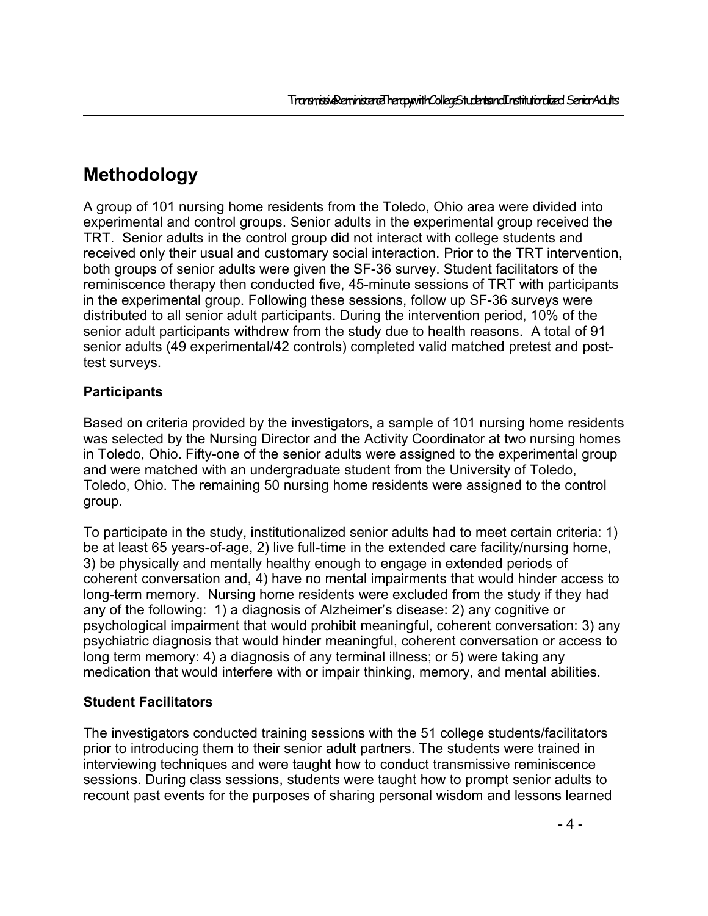## Methodology

A group of 101 nursing home residents from the Toledo, Ohio area were divided into experimental and control groups. Senior adults in the experimental group received the TRT. Senior adults in the control group did not interact with college students and received only their usual and customary social interaction. Prior to the TRT intervention, both groups of senior adults were given the SF-36 survey. Student facilitators of the reminiscence therapy then conducted five, 45-minute sessions of TRT with participants in the experimental group. Following these sessions, follow up SF-36 surveys were distributed to all senior adult participants. During the intervention period, 10% of the senior adult participants withdrew from the study due to health reasons. A total of 91 senior adults (49 experimental/42 controls) completed valid matched pretest and post-test surveys.

### Participants

Based on criteria provided by the investigators, a sample of 101 nursing home residents was selected by the Nursing Director and the Activity Coordinator at two nursing homes in Toledo, Ohio. Fifty-one of the senior adults were assigned to the experimental group and were matched with an undergraduate student from the University of Toledo, Toledo, Ohio. The remaining 50 nursing home residents were assigned to the control group.

To participate in the study, institutionalized senior adults had to meet certain criteria: 1) be at least 65 years-of-age, 2) live full-time in the extended care facility/nursing home, 3) be physically and mentally healthy enough to engage in extended periods of coherent conversation and, 4) have no mental impairments that would hinder access to long-term memory. Nursing home residents were excluded from the study if they had any of the following: 1) a diagnosis of Alzheimer's disease: 2) any cognitive or psychological impairment that would prohibit meaningful, coherent conversation: 3) any psychiatric diagnosis that would hinder meaningful, coherent conversation or access to long term memory: 4) a diagnosis of any terminal illness; or 5) were taking any medication that would interfere with or impair thinking, memory, and mental abilities.

### Student Facilitators

The investigators conducted training sessions with the 51 college students/facilitators prior to introducing them to their senior adult partners. The students were trained in interviewing techniques and were taught how to conduct transmissive reminiscence sessions. During class sessions, students were taught how to prompt senior adults to recount past events for the purposes of sharing personal wisdom and lessons learned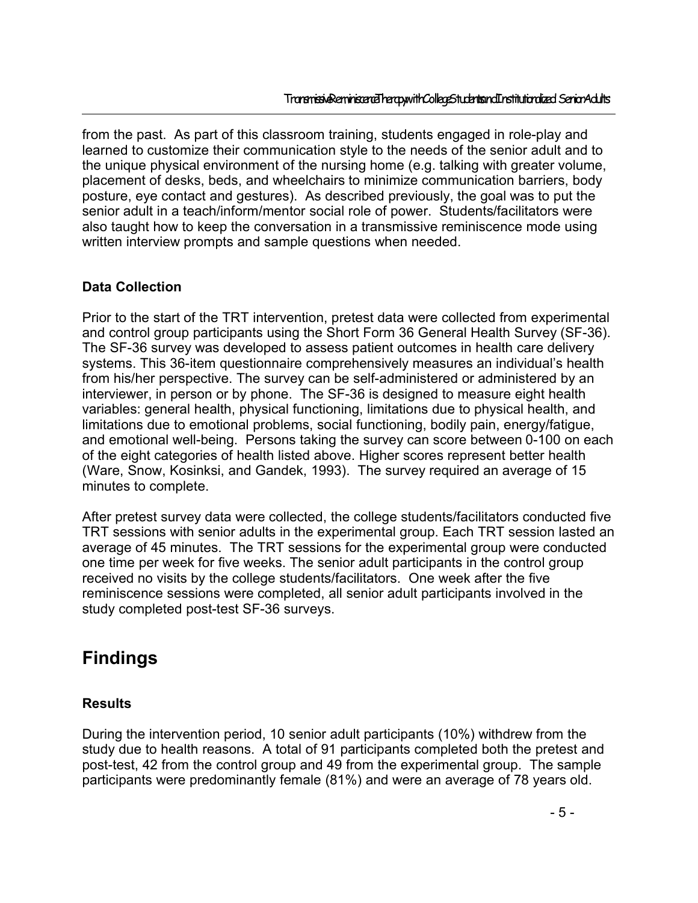from the past. As part of this classroom training, students engaged in role-play and learned to customize their communication style to the needs of the senior adult and to the unique physical environment of the nursing home (e.g. talking with greater volume, placement of desks, beds, and wheelchairs to minimize communication barriers, body posture, eye contact and gestures). As described previously, the goal was to put the senior adult in a teach/inform/mentor social role of power. Students/facilitators were also taught how to keep the conversation in a transmissive reminiscence mode using written interview prompts and sample questions when needed.

### Data Collection

Prior to the start of the TRT intervention, pretest data were collected from experimental and control group participants using the Short Form 36 General Health Survey (SF-36). The SF-36 survey was developed to assess patient outcomes in health care delivery systems. This 36-item questionnaire comprehensively measures an individual's health from his/her perspective. The survey can be self-administered or administered by an interviewer, in person or by phone. The SF-36 is designed to measure eight health variables: general health, physical functioning, limitations due to physical health, and limitations due to emotional problems, social functioning, bodily pain, energy/fatigue, and emotional well-being. Persons taking the survey can score between 0-100 on each of the eight categories of health listed above. Higher scores represent better health (Ware, Snow, Kosinksi, and Gandek, 1993). The survey required an average of 15 minutes to complete.

After pretest survey data were collected, the college students/facilitators conducted five TRT sessions with senior adults in the experimental group. Each TRT session lasted an average of 45 minutes. The TRT sessions for the experimental group were conducted one time per week for five weeks. The senior adult participants in the control group received no visits by the college students/facilitators. One week after the five reminiscence sessions were completed, all senior adult participants involved in the study completed post-test SF-36 surveys.

## Findings

### Results

During the intervention period, 10 senior adult participants (10%) withdrew from the study due to health reasons. A total of 91 participants completed both the pretest and post-test, 42 from the control group and 49 from the experimental group. The sample participants were predominantly female (81%) and were an average of 78 years old.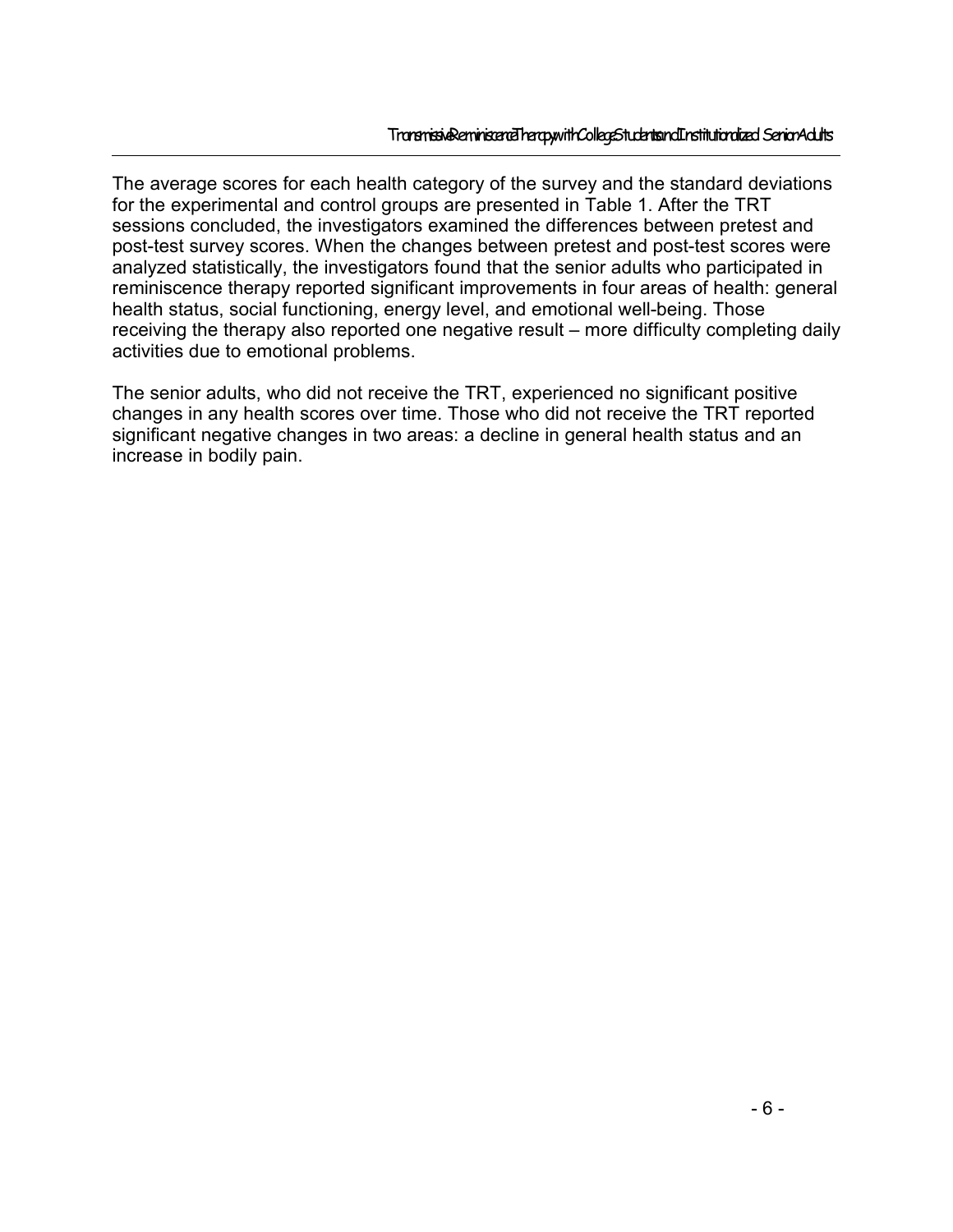The average scores for each health category of the survey and the standard deviations for the experimental and control groups are presented in Table 1. After the TRT sessions concluded, the investigators examined the differences between pretest and post-test survey scores. When the changes between pretest and post-test scores were analyzed statistically, the investigators found that the senior adults who participated in reminiscence therapy reported significant improvements in four areas of health: general health status, social functioning, energy level, and emotional well-being. Those receiving the therapy also reported one negative result – more difficulty completing daily activities due to emotional problems.

The senior adults, who did not receive the TRT, experienced no significant positive changes in any health scores over time. Those who did not receive the TRT reported significant negative changes in two areas: a decline in general health status and an increase in bodily pain.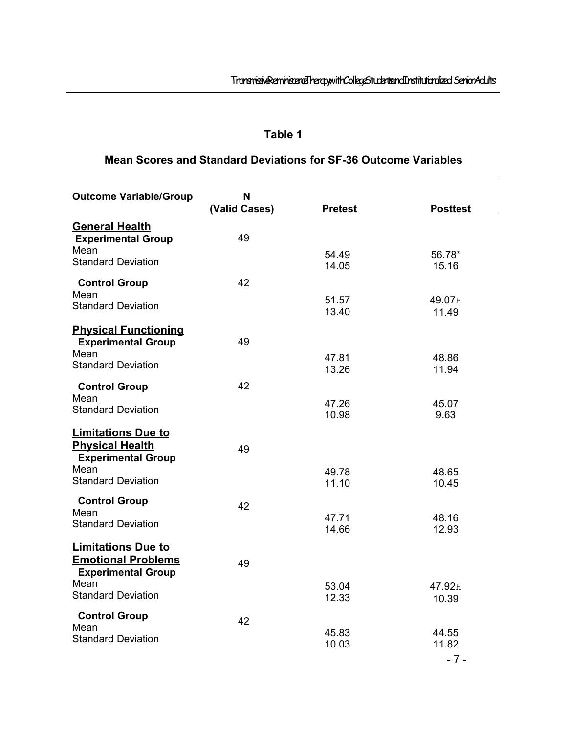**Table 1**

**Mean Scores and Standard Deviations for SF-36 Outcome Variables**

| Outcome Variable/Group | N (Valid Cases) | Pretest | Posttest |
|---|---|---|---|
| **General Health** | | | |
| **Experimental Group** | 49 | | |
| Mean | | 54.49 | 56.78* |
| Standard Deviation | | 14.05 | 15.16 |
| **Control Group** | 42 | | |
| Mean | | 51.57 | 49.07H |
| Standard Deviation | | 13.40 | 11.49 |
| **Physical Functioning** | | | |
| **Experimental Group** | 49 | | |
| Mean | | 47.81 | 48.86 |
| Standard Deviation | | 13.26 | 11.94 |
| **Control Group** | 42 | | |
| Mean | | 47.26 | 45.07 |
| Standard Deviation | | 10.98 | 9.63 |
| **Limitations Due to Physical Health** | | | |
| **Experimental Group** | 49 | | |
| Mean | | 49.78 | 48.65 |
| Standard Deviation | | 11.10 | 10.45 |
| **Control Group** | 42 | | |
| Mean | | 47.71 | 48.16 |
| Standard Deviation | | 14.66 | 12.93 |
| **Limitations Due to Emotional Problems** | | | |
| **Experimental Group** | 49 | | |
| Mean | | 53.04 | 47.92H |
| Standard Deviation | | 12.33 | 10.39 |
| **Control Group** | 42 | | |
| Mean | | 45.83 | 44.55 |
| Standard Deviation | | 10.03 | 11.82 |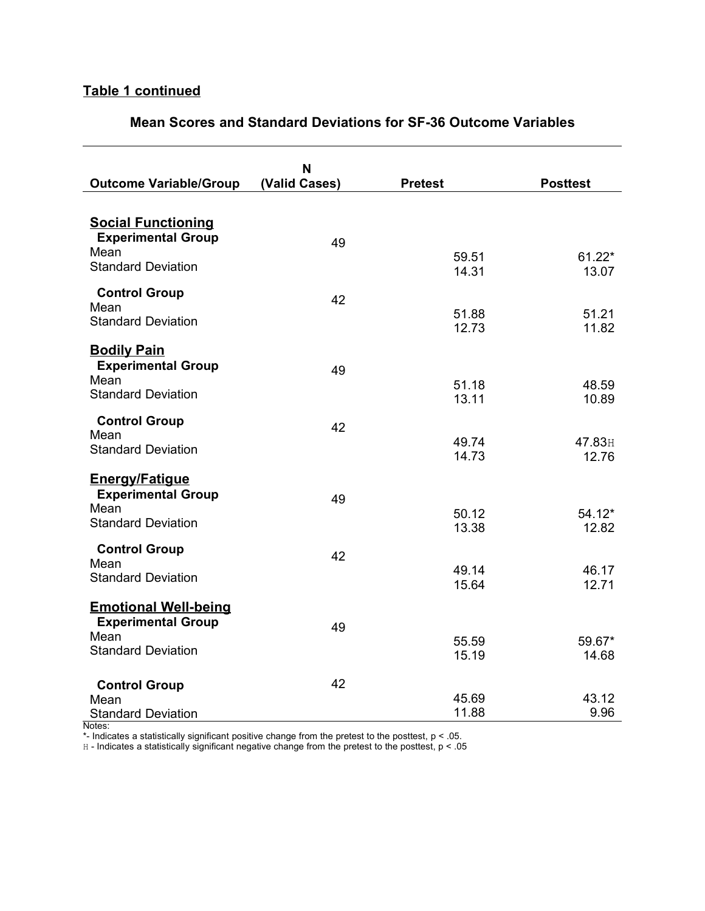**Table 1 continued**

**Mean Scores and Standard Deviations for SF-36 Outcome Variables**

| Outcome Variable/Group | N (Valid Cases) | Pretest | Posttest |
|---|---|---|---|
| **Social Functioning** | | | |
| **Experimental Group** | 49 | | |
| Mean | | 59.51 | 61.22* |
| Standard Deviation | | 14.31 | 13.07 |
| **Control Group** | 42 | | |
| Mean | | 51.88 | 51.21 |
| Standard Deviation | | 12.73 | 11.82 |
| **Bodily Pain** | | | |
| **Experimental Group** | 49 | | |
| Mean | | 51.18 | 48.59 |
| Standard Deviation | | 13.11 | 10.89 |
| **Control Group** | 42 | | |
| Mean | | 49.74 | 47.83Ħ |
| Standard Deviation | | 14.73 | 12.76 |
| **Energy/Fatigue** | | | |
| **Experimental Group** | 49 | | |
| Mean | | 50.12 | 54.12* |
| Standard Deviation | | 13.38 | 12.82 |
| **Control Group** | 42 | | |
| Mean | | 49.14 | 46.17 |
| Standard Deviation | | 15.64 | 12.71 |
| **Emotional Well-being** | | | |
| **Experimental Group** | 49 | | |
| Mean | | 55.59 | 59.67* |
| Standard Deviation | | 15.19 | 14.68 |
| **Control Group** | 42 | | |
| Mean | | 45.69 | 43.12 |
| Standard Deviation | | 11.88 | 9.96 |

Notes:
*- Indicates a statistically significant positive change from the pretest to the posttest, $p < .05$.
Ħ - Indicates a statistically significant negative change from the pretest to the posttest, $p < .05$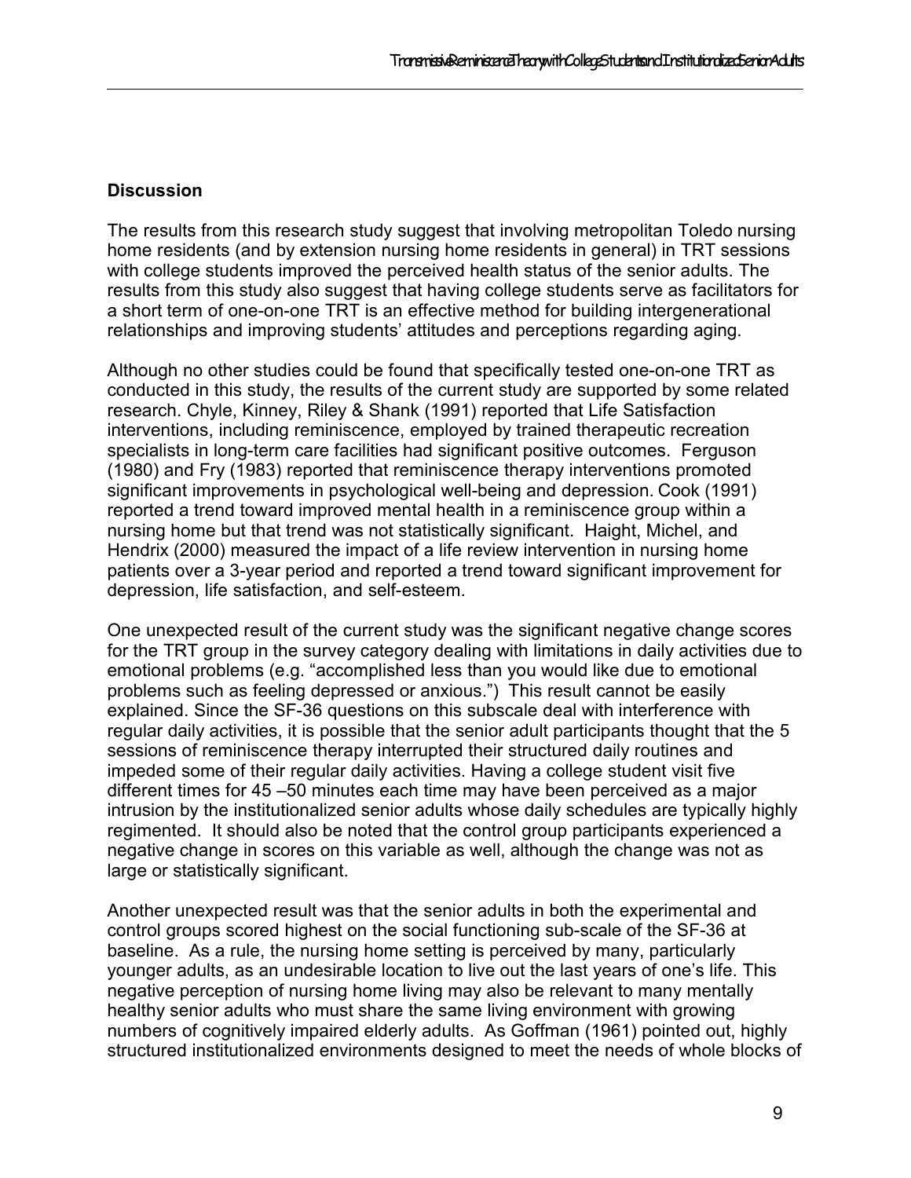## Discussion

The results from this research study suggest that involving metropolitan Toledo nursing home residents (and by extension nursing home residents in general) in TRT sessions with college students improved the perceived health status of the senior adults. The results from this study also suggest that having college students serve as facilitators for a short term of one-on-one TRT is an effective method for building intergenerational relationships and improving students' attitudes and perceptions regarding aging.

Although no other studies could be found that specifically tested one-on-one TRT as conducted in this study, the results of the current study are supported by some related research. Chyle, Kinney, Riley & Shank (1991) reported that Life Satisfaction interventions, including reminiscence, employed by trained therapeutic recreation specialists in long-term care facilities had significant positive outcomes. Ferguson (1980) and Fry (1983) reported that reminiscence therapy interventions promoted significant improvements in psychological well-being and depression. Cook (1991) reported a trend toward improved mental health in a reminiscence group within a nursing home but that trend was not statistically significant. Haight, Michel, and Hendrix (2000) measured the impact of a life review intervention in nursing home patients over a 3-year period and reported a trend toward significant improvement for depression, life satisfaction, and self-esteem.

One unexpected result of the current study was the significant negative change scores for the TRT group in the survey category dealing with limitations in daily activities due to emotional problems (e.g. "accomplished less than you would like due to emotional problems such as feeling depressed or anxious.") This result cannot be easily explained. Since the SF-36 questions on this subscale deal with interference with regular daily activities, it is possible that the senior adult participants thought that the 5 sessions of reminiscence therapy interrupted their structured daily routines and impeded some of their regular daily activities. Having a college student visit five different times for 45 –50 minutes each time may have been perceived as a major intrusion by the institutionalized senior adults whose daily schedules are typically highly regimented. It should also be noted that the control group participants experienced a negative change in scores on this variable as well, although the change was not as large or statistically significant.

Another unexpected result was that the senior adults in both the experimental and control groups scored highest on the social functioning sub-scale of the SF-36 at baseline. As a rule, the nursing home setting is perceived by many, particularly younger adults, as an undesirable location to live out the last years of one's life. This negative perception of nursing home living may also be relevant to many mentally healthy senior adults who must share the same living environment with growing numbers of cognitively impaired elderly adults. As Goffman (1961) pointed out, highly structured institutionalized environments designed to meet the needs of whole blocks of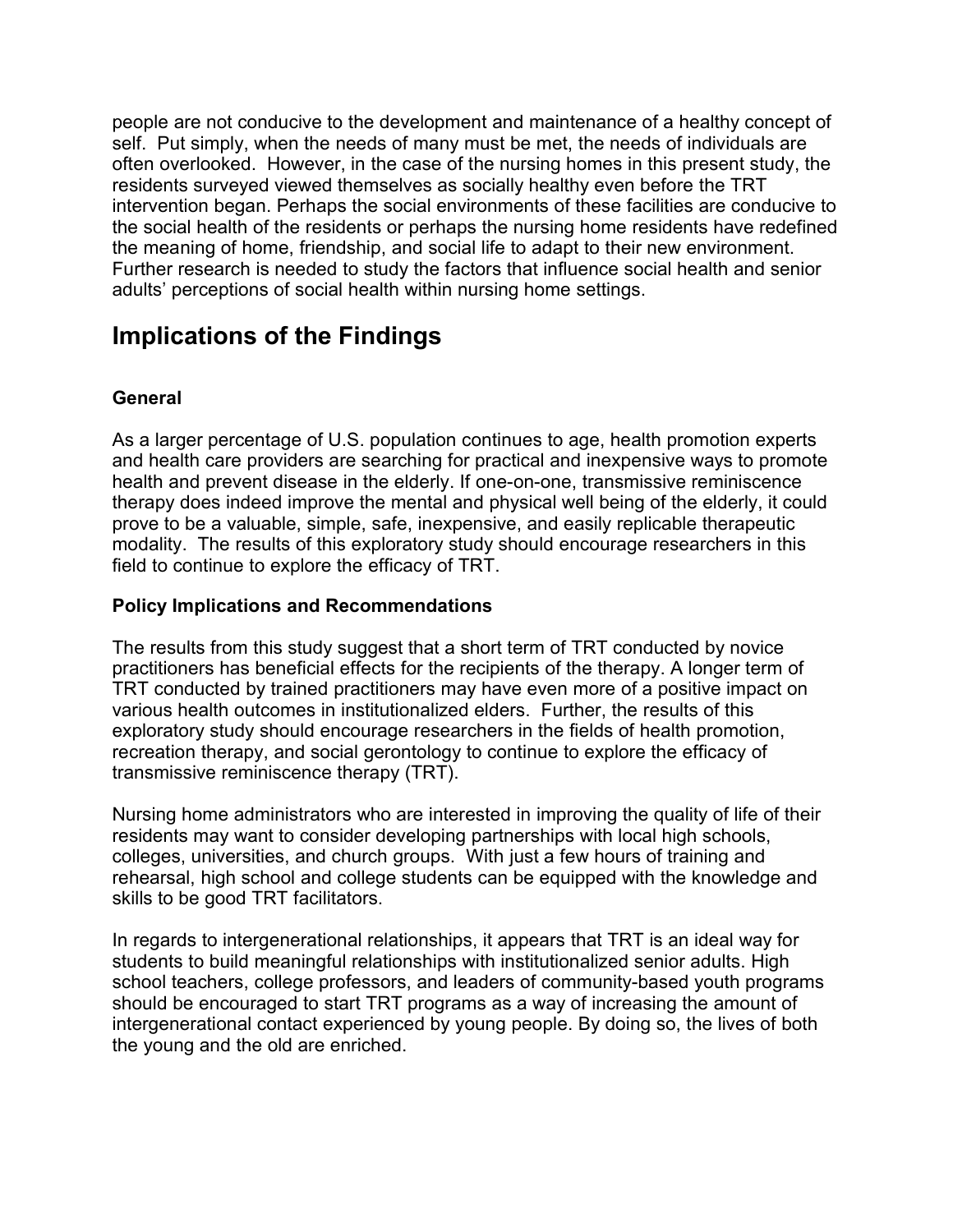people are not conducive to the development and maintenance of a healthy concept of self. Put simply, when the needs of many must be met, the needs of individuals are often overlooked. However, in the case of the nursing homes in this present study, the residents surveyed viewed themselves as socially healthy even before the TRT intervention began. Perhaps the social environments of these facilities are conducive to the social health of the residents or perhaps the nursing home residents have redefined the meaning of home, friendship, and social life to adapt to their new environment. Further research is needed to study the factors that influence social health and senior adults' perceptions of social health within nursing home settings.

## Implications of the Findings

### General

As a larger percentage of U.S. population continues to age, health promotion experts and health care providers are searching for practical and inexpensive ways to promote health and prevent disease in the elderly. If one-on-one, transmissive reminiscence therapy does indeed improve the mental and physical well being of the elderly, it could prove to be a valuable, simple, safe, inexpensive, and easily replicable therapeutic modality. The results of this exploratory study should encourage researchers in this field to continue to explore the efficacy of TRT.

### Policy Implications and Recommendations

The results from this study suggest that a short term of TRT conducted by novice practitioners has beneficial effects for the recipients of the therapy. A longer term of TRT conducted by trained practitioners may have even more of a positive impact on various health outcomes in institutionalized elders. Further, the results of this exploratory study should encourage researchers in the fields of health promotion, recreation therapy, and social gerontology to continue to explore the efficacy of transmissive reminiscence therapy (TRT).

Nursing home administrators who are interested in improving the quality of life of their residents may want to consider developing partnerships with local high schools, colleges, universities, and church groups. With just a few hours of training and rehearsal, high school and college students can be equipped with the knowledge and skills to be good TRT facilitators.

In regards to intergenerational relationships, it appears that TRT is an ideal way for students to build meaningful relationships with institutionalized senior adults. High school teachers, college professors, and leaders of community-based youth programs should be encouraged to start TRT programs as a way of increasing the amount of intergenerational contact experienced by young people. By doing so, the lives of both the young and the old are enriched.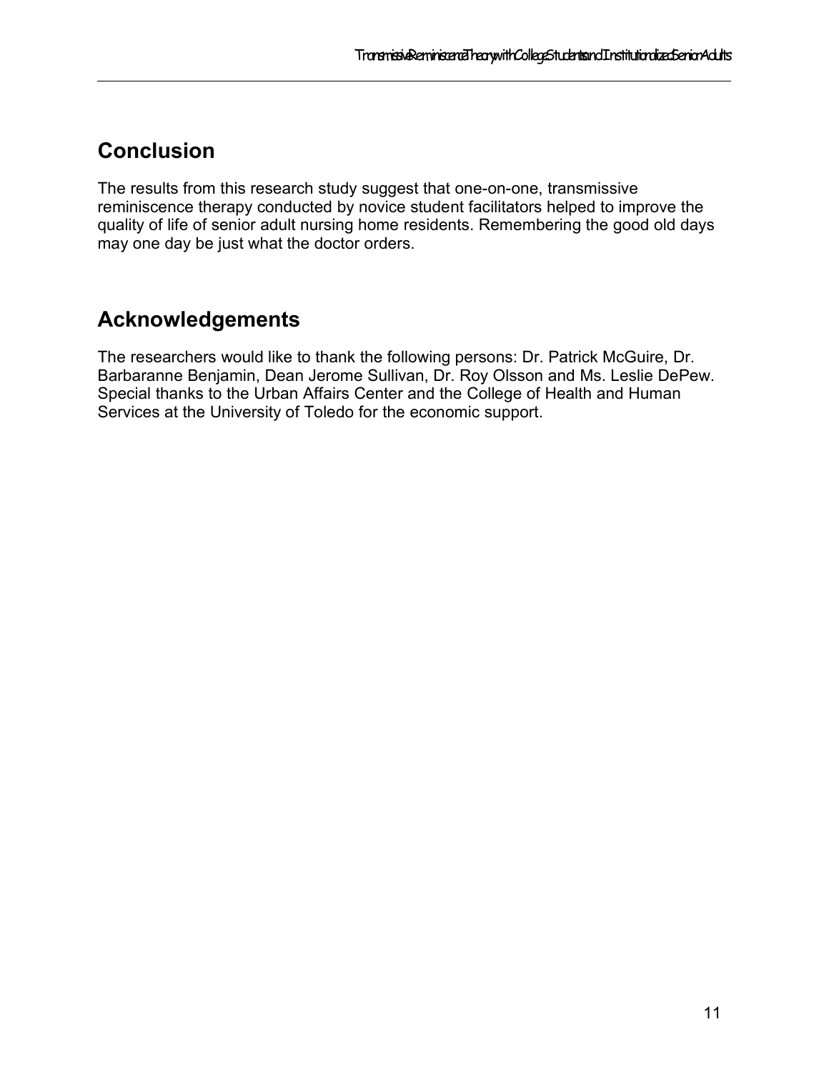## Conclusion

The results from this research study suggest that one-on-one, transmissive reminiscence therapy conducted by novice student facilitators helped to improve the quality of life of senior adult nursing home residents. Remembering the good old days may one day be just what the doctor orders.

## Acknowledgements

The researchers would like to thank the following persons: Dr. Patrick McGuire, Dr. Barbaranne Benjamin, Dean Jerome Sullivan, Dr. Roy Olsson and Ms. Leslie DePew. Special thanks to the Urban Affairs Center and the College of Health and Human Services at the University of Toledo for the economic support.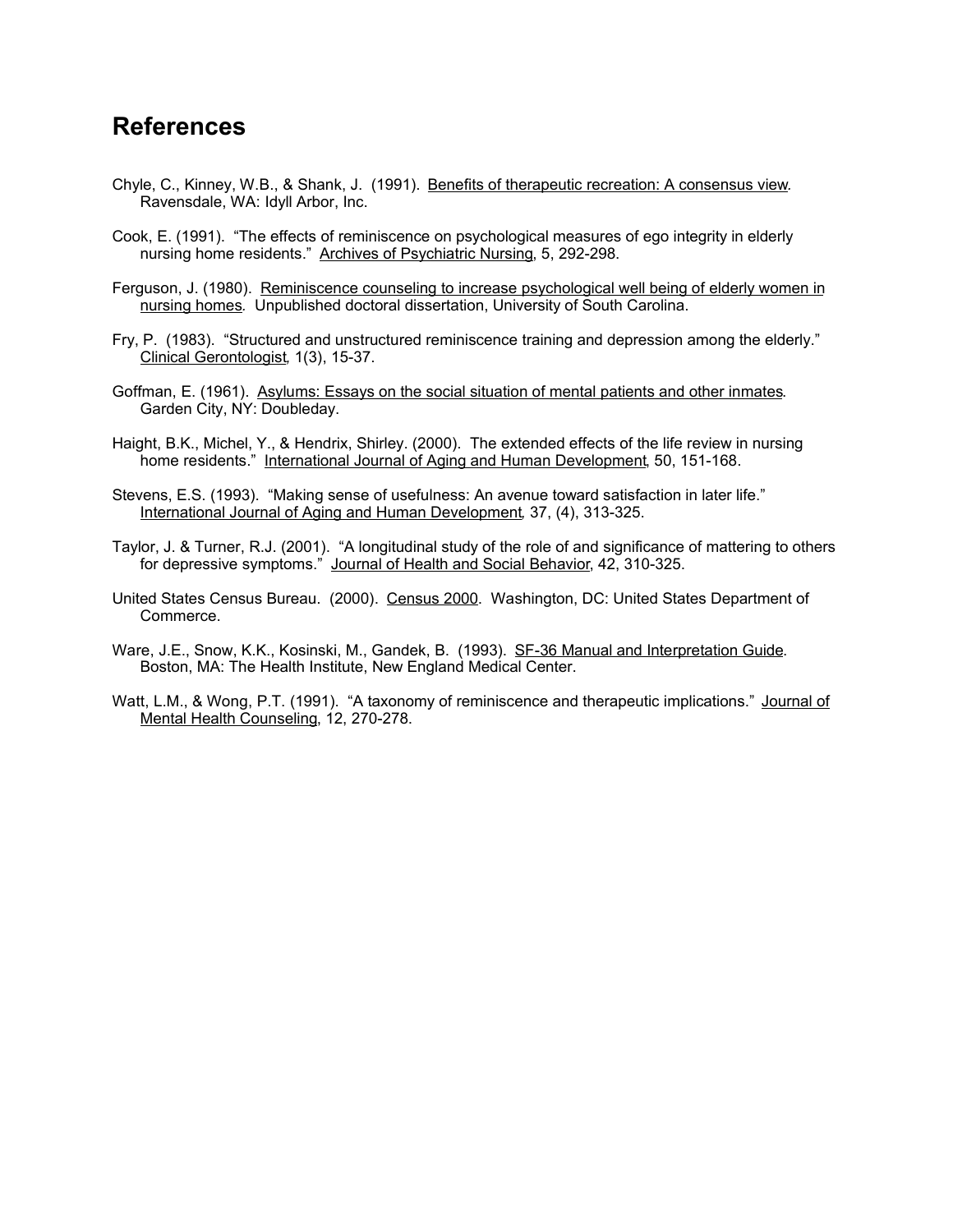## References

Chyle, C., Kinney, W.B., & Shank, J. (1991). Benefits of therapeutic recreation: A consensus view. Ravensdale, WA: Idyll Arbor, Inc.

Cook, E. (1991). "The effects of reminiscence on psychological measures of ego integrity in elderly nursing home residents." Archives of Psychiatric Nursing, 5, 292-298.

Ferguson, J. (1980). Reminiscence counseling to increase psychological well being of elderly women in nursing homes. Unpublished doctoral dissertation, University of South Carolina.

Fry, P. (1983). "Structured and unstructured reminiscence training and depression among the elderly." Clinical Gerontologist, 1(3), 15-37.

Goffman, E. (1961). Asylums: Essays on the social situation of mental patients and other inmates. Garden City, NY: Doubleday.

Haight, B.K., Michel, Y., & Hendrix, Shirley. (2000). The extended effects of the life review in nursing home residents." International Journal of Aging and Human Development, 50, 151-168.

Stevens, E.S. (1993). "Making sense of usefulness: An avenue toward satisfaction in later life." International Journal of Aging and Human Development, 37, (4), 313-325.

Taylor, J. & Turner, R.J. (2001). "A longitudinal study of the role of and significance of mattering to others for depressive symptoms." Journal of Health and Social Behavior, 42, 310-325.

United States Census Bureau. (2000). Census 2000. Washington, DC: United States Department of Commerce.

Ware, J.E., Snow, K.K., Kosinski, M., Gandek, B. (1993). SF-36 Manual and Interpretation Guide. Boston, MA: The Health Institute, New England Medical Center.

Watt, L.M., & Wong, P.T. (1991). "A taxonomy of reminiscence and therapeutic implications." Journal of Mental Health Counseling, 12, 270-278.